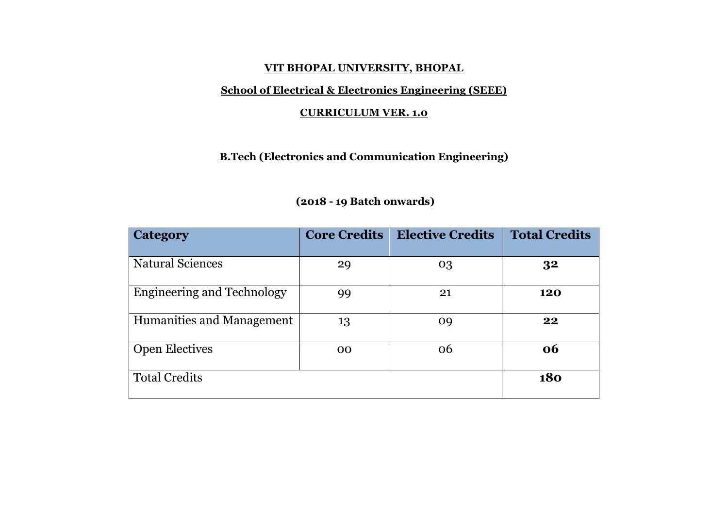# VIT BHOPAL UNIVERSITY, BHOPAL

## School of Electrical & Electronics Engineering (SEEE)

## CURRICULUM VER. 1.0

**B.Tech (Electronics and Communication Engineering)**

**(2018 - 19 Batch onwards)**

| Category | Core Credits | Elective Credits | Total Credits |
|---|---|---|---|
| Natural Sciences | 29 | 03 | **32** |
| Engineering and Technology | 99 | 21 | **120** |
| Humanities and Management | 13 | 09 | **22** |
| Open Electives | 00 | 06 | **06** |
| Total Credits | | | **180** |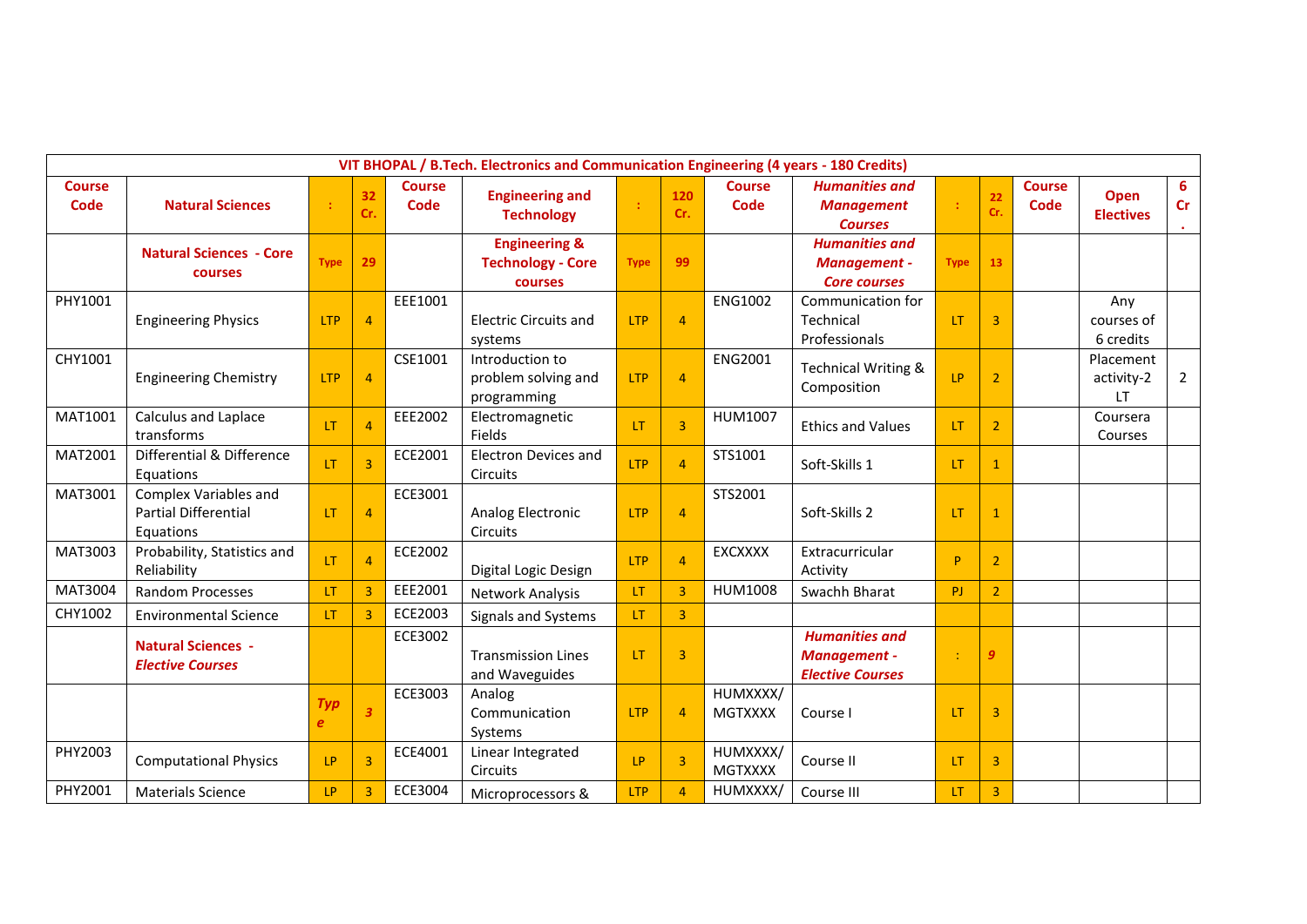| VIT BHOPAL / B.Tech. Electronics and Communication Engineering (4 years - 180 Credits) | | | | | | | | | | | | | | |
|---|---|---|---|---|---|---|---|---|---|---|---|---|---|---|
| **Course Code** | **Natural Sciences** | : | **32 Cr.** | **Course Code** | **Engineering and Technology** | : | **120 Cr.** | **Course Code** | ***Humanities and Management Courses*** | : | **22 Cr.** | **Course Code** | **Open Electives** | **6 Cr .** |
| | **Natural Sciences - Core courses** | **Type** | **29** | | **Engineering & Technology - Core courses** | **Type** | **99** | | ***Humanities and Management - Core courses*** | **Type** | **13** | | | |
| PHY1001 | Engineering Physics | LTP | 4 | EEE1001 | Electric Circuits and systems | LTP | 4 | ENG1002 | Communication for Technical Professionals | LT | 3 | | Any courses of 6 credits | |
| CHY1001 | Engineering Chemistry | LTP | 4 | CSE1001 | Introduction to problem solving and programming | LTP | 4 | ENG2001 | Technical Writing & Composition | LP | 2 | | Placement activity-2 LT | 2 |
| MAT1001 | Calculus and Laplace transforms | LT | 4 | EEE2002 | Electromagnetic Fields | LT | 3 | HUM1007 | Ethics and Values | LT | 2 | | Coursera Courses | |
| MAT2001 | Differential & Difference Equations | LT | 3 | ECE2001 | Electron Devices and Circuits | LTP | 4 | STS1001 | Soft-Skills 1 | LT | 1 | | | |
| MAT3001 | Complex Variables and Partial Differential Equations | LT | 4 | ECE3001 | Analog Electronic Circuits | LTP | 4 | STS2001 | Soft-Skills 2 | LT | 1 | | | |
| MAT3003 | Probability, Statistics and Reliability | LT | 4 | ECE2002 | Digital Logic Design | LTP | 4 | EXCXXXX | Extracurricular Activity | P | 2 | | | |
| MAT3004 | Random Processes | LT | 3 | EEE2001 | Network Analysis | LT | 3 | HUM1008 | Swachh Bharat | PJ | 2 | | | |
| CHY1002 | Environmental Science | LT | 3 | ECE2003 | Signals and Systems | LT | 3 | | | | | | | |
| | **Natural Sciences - *Elective Courses*** | | | ECE3002 | Transmission Lines and Waveguides | LT | 3 | | ***Humanities and Management - Elective Courses*** | : | *9* | | | |
| | | ***Type*** | ***3*** | ECE3003 | Analog Communication Systems | LTP | 4 | HUMXXXX/ MGTXXXX | Course I | LT | 3 | | | |
| PHY2003 | Computational Physics | LP | 3 | ECE4001 | Linear Integrated Circuits | LP | 3 | HUMXXXX/ MGTXXXX | Course II | LT | 3 | | | |
| PHY2001 | Materials Science | LP | 3 | ECE3004 | Microprocessors & | LTP | 4 | HUMXXXX/ | Course III | LT | 3 | | | |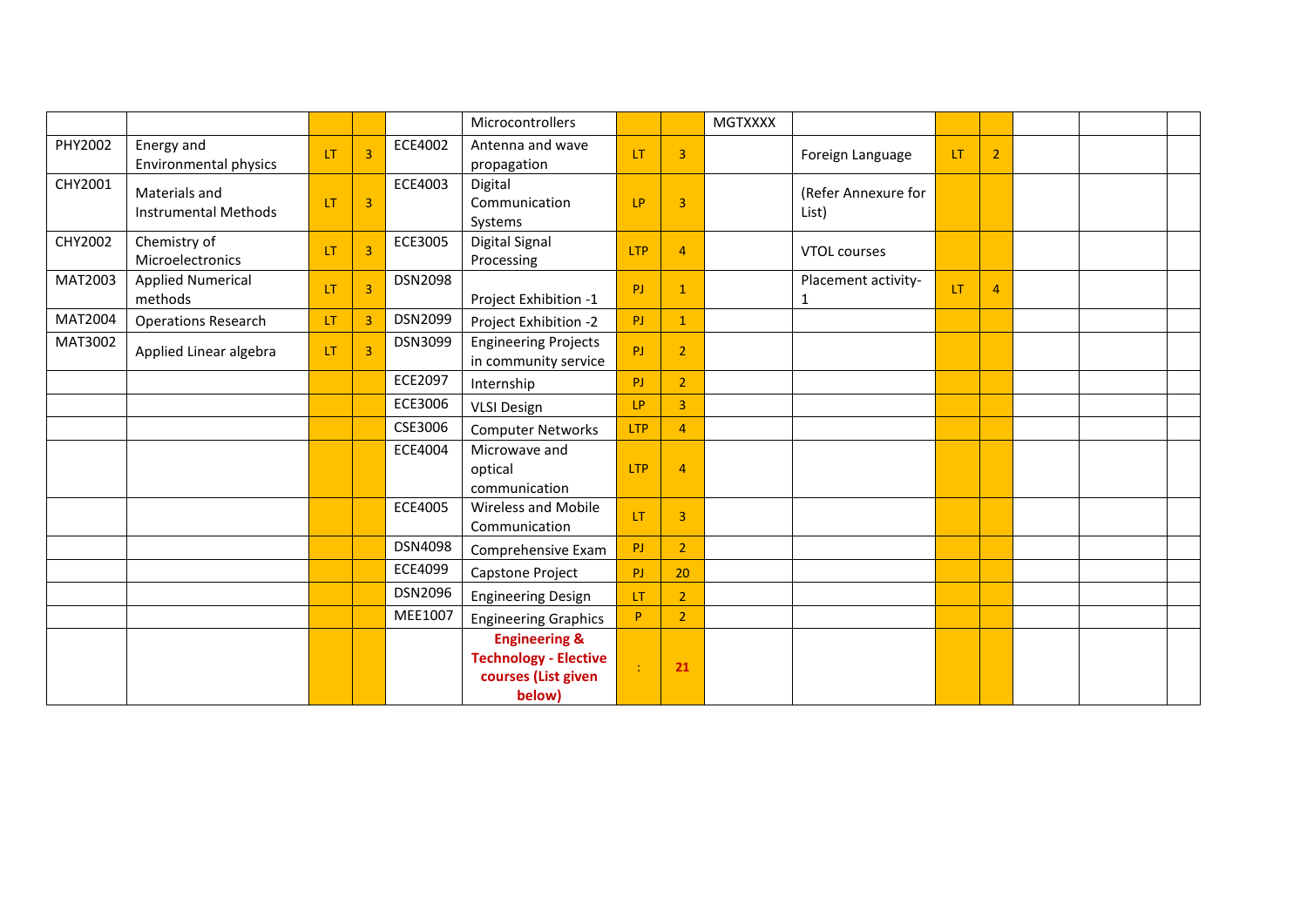| | | | | | | | | | | | | | | |
|---|---|---|---|---|---|---|---|---|---|---|---|---|---|---|
| | | | | | Microcontrollers | | | MGTXXXX | | | | | | |
| PHY2002 | Energy and Environmental physics | LT | 3 | ECE4002 | Antenna and wave propagation | LT | 3 | | Foreign Language | LT | 2 | | | |
| CHY2001 | Materials and Instrumental Methods | LT | 3 | ECE4003 | Digital Communication Systems | LP | 3 | | (Refer Annexure for List) | | | | | |
| CHY2002 | Chemistry of Microelectronics | LT | 3 | ECE3005 | Digital Signal Processing | LTP | 4 | | VTOL courses | | | | | |
| MAT2003 | Applied Numerical methods | LT | 3 | DSN2098 | Project Exhibition -1 | PJ | 1 | | Placement activity-1 | LT | 4 | | | |
| MAT2004 | Operations Research | LT | 3 | DSN2099 | Project Exhibition -2 | PJ | 1 | | | | | | | |
| MAT3002 | Applied Linear algebra | LT | 3 | DSN3099 | Engineering Projects in community service | PJ | 2 | | | | | | | |
| | | | | ECE2097 | Internship | PJ | 2 | | | | | | | |
| | | | | ECE3006 | VLSI Design | LP | 3 | | | | | | | |
| | | | | CSE3006 | Computer Networks | LTP | 4 | | | | | | | |
| | | | | ECE4004 | Microwave and optical communication | LTP | 4 | | | | | | | |
| | | | | ECE4005 | Wireless and Mobile Communication | LT | 3 | | | | | | | |
| | | | | DSN4098 | Comprehensive Exam | PJ | 2 | | | | | | | |
| | | | | ECE4099 | Capstone Project | PJ | 20 | | | | | | | |
| | | | | DSN2096 | Engineering Design | LT | 2 | | | | | | | |
| | | | | MEE1007 | Engineering Graphics | P | 2 | | | | | | | |
| | | | | | **Engineering & Technology - Elective courses (List given below)** | : | **21** | | | | | | | |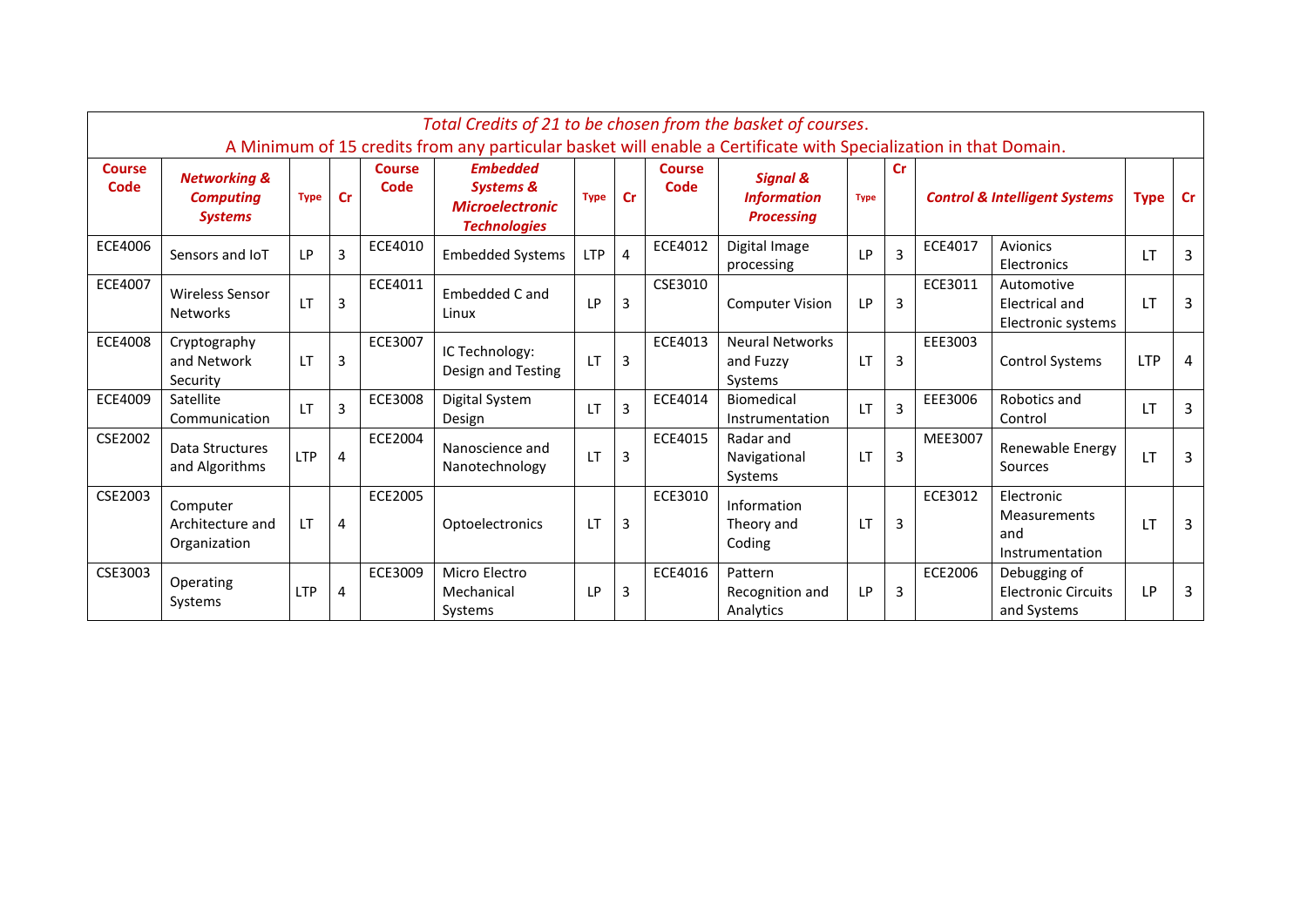| *Total Credits of 21 to be chosen from the basket of courses.* A Minimum of 15 credits from any particular basket will enable a Certificate with Specialization in that Domain. | | | | | | | | | | | | | | | |
|---|---|---|---|---|---|---|---|---|---|---|---|---|---|---|---|
| **Course Code** | ***Networking & Computing Systems*** | **Type** | **Cr** | **Course Code** | ***Embedded Systems & Microelectronic Technologies*** | **Type** | **Cr** | **Course Code** | ***Signal & Information Processing*** | **Type** | **Cr** | | ***Control & Intelligent Systems*** | **Type** | **Cr** |
| ECE4006 | Sensors and IoT | LP | 3 | ECE4010 | Embedded Systems | LTP | 4 | ECE4012 | Digital Image processing | LP | 3 | ECE4017 | Avionics Electronics | LT | 3 |
| ECE4007 | Wireless Sensor Networks | LT | 3 | ECE4011 | Embedded C and Linux | LP | 3 | CSE3010 | Computer Vision | LP | 3 | ECE3011 | Automotive Electrical and Electronic systems | LT | 3 |
| ECE4008 | Cryptography and Network Security | LT | 3 | ECE3007 | IC Technology: Design and Testing | LT | 3 | ECE4013 | Neural Networks and Fuzzy Systems | LT | 3 | EEE3003 | Control Systems | LTP | 4 |
| ECE4009 | Satellite Communication | LT | 3 | ECE3008 | Digital System Design | LT | 3 | ECE4014 | Biomedical Instrumentation | LT | 3 | EEE3006 | Robotics and Control | LT | 3 |
| CSE2002 | Data Structures and Algorithms | LTP | 4 | ECE2004 | Nanoscience and Nanotechnology | LT | 3 | ECE4015 | Radar and Navigational Systems | LT | 3 | MEE3007 | Renewable Energy Sources | LT | 3 |
| CSE2003 | Computer Architecture and Organization | LT | 4 | ECE2005 | Optoelectronics | LT | 3 | ECE3010 | Information Theory and Coding | LT | 3 | ECE3012 | Electronic Measurements and Instrumentation | LT | 3 |
| CSE3003 | Operating Systems | LTP | 4 | ECE3009 | Micro Electro Mechanical Systems | LP | 3 | ECE4016 | Pattern Recognition and Analytics | LP | 3 | ECE2006 | Debugging of Electronic Circuits and Systems | LP | 3 |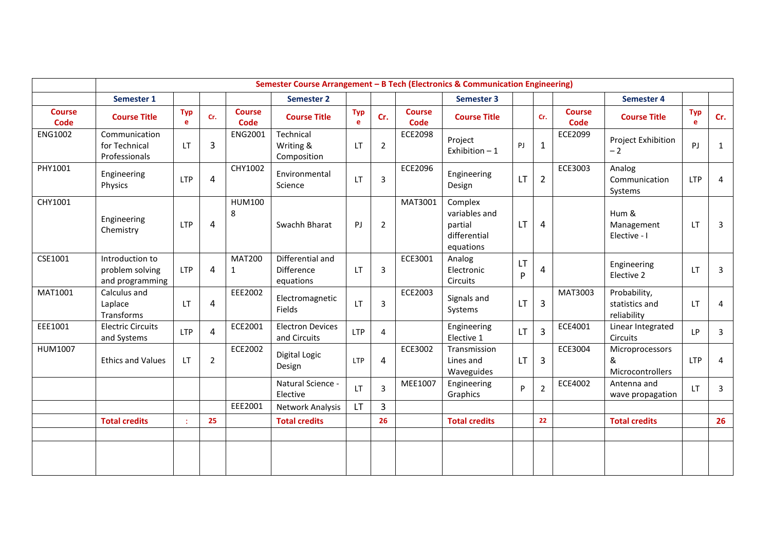| | Semester Course Arrangement – B Tech (Electronics & Communication Engineering) | | | | | | | | | | | | | | |
|---|---|---|---|---|---|---|---|---|---|---|---|---|---|---|---|
| | Semester 1 | | | | Semester 2 | | | | Semester 3 | | | | Semester 4 | | |
| Course Code | Course Title | Type | Cr. | Course Code | Course Title | Type | Cr. | Course Code | Course Title | | Cr. | Course Code | Course Title | Type | Cr. |
| ENG1002 | Communication for Technical Professionals | LT | 3 | ENG2001 | Technical Writing & Composition | LT | 2 | ECE2098 | Project Exhibition – 1 | PJ | 1 | ECE2099 | Project Exhibition – 2 | PJ | 1 |
| PHY1001 | Engineering Physics | LTP | 4 | CHY1002 | Environmental Science | LT | 3 | ECE2096 | Engineering Design | LT | 2 | ECE3003 | Analog Communication Systems | LTP | 4 |
| CHY1001 | Engineering Chemistry | LTP | 4 | HUM1008 | Swachh Bharat | PJ | 2 | MAT3001 | Complex variables and partial differential equations | LT | 4 | | Hum & Management Elective - I | LT | 3 |
| CSE1001 | Introduction to problem solving and programming | LTP | 4 | MAT2001 | Differential and Difference equations | LT | 3 | ECE3001 | Analog Electronic Circuits | LTP | 4 | | Engineering Elective 2 | LT | 3 |
| MAT1001 | Calculus and Laplace Transforms | LT | 4 | EEE2002 | Electromagnetic Fields | LT | 3 | ECE2003 | Signals and Systems | LT | 3 | MAT3003 | Probability, statistics and reliability | LT | 4 |
| EEE1001 | Electric Circuits and Systems | LTP | 4 | ECE2001 | Electron Devices and Circuits | LTP | 4 | | Engineering Elective 1 | LT | 3 | ECE4001 | Linear Integrated Circuits | LP | 3 |
| HUM1007 | Ethics and Values | LT | 2 | ECE2002 | Digital Logic Design | LTP | 4 | ECE3002 | Transmission Lines and Waveguides | LT | 3 | ECE3004 | Microprocessors & Microcontrollers | LTP | 4 |
| | | | | | Natural Science - Elective | LT | 3 | MEE1007 | Engineering Graphics | P | 2 | ECE4002 | Antenna and wave propagation | LT | 3 |
| | | | | EEE2001 | Network Analysis | LT | 3 | | | | | | | | |
| | Total credits | : | 25 | | Total credits | | 26 | | Total credits | | 22 | | Total credits | | 26 |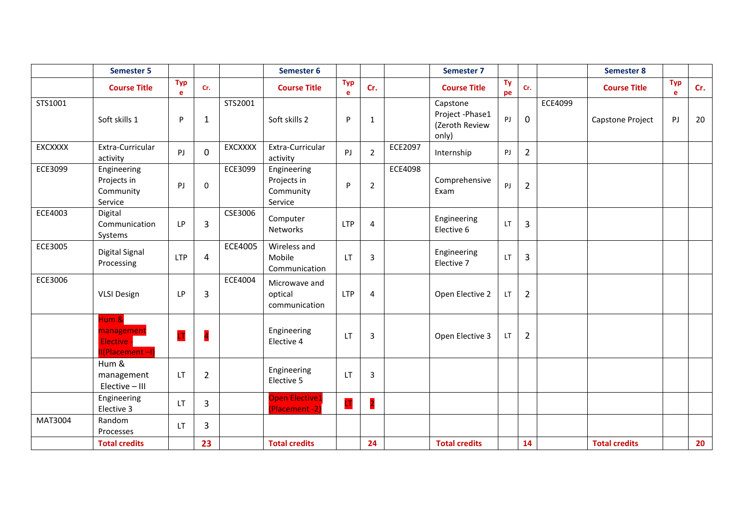| | Semester 5 | | | | Semester 6 | | | | Semester 7 | | | | Semester 8 | | |
|---|---|---|---|---|---|---|---|---|---|---|---|---|---|---|---|
| | Course Title | Type | Cr. | | Course Title | Type | Cr. | | Course Title | Type | Cr. | | Course Title | Type | Cr. |
| STS1001 | Soft skills 1 | P | 1 | STS2001 | Soft skills 2 | P | 1 | | Capstone Project -Phase1 (Zeroth Review only) | PJ | 0 | ECE4099 | Capstone Project | PJ | 20 |
| EXCXXXX | Extra-Curricular activity | PJ | 0 | EXCXXXX | Extra-Curricular activity | PJ | 2 | ECE2097 | Internship | PJ | 2 | | | | |
| ECE3099 | Engineering Projects in Community Service | PJ | 0 | ECE3099 | Engineering Projects in Community Service | P | 2 | ECE4098 | Comprehensive Exam | PJ | 2 | | | | |
| ECE4003 | Digital Communication Systems | LP | 3 | CSE3006 | Computer Networks | LTP | 4 | | Engineering Elective 6 | LT | 3 | | | | |
| ECE3005 | Digital Signal Processing | LTP | 4 | ECE4005 | Wireless and Mobile Communication | LT | 3 | | Engineering Elective 7 | LT | 3 | | | | |
| ECE3006 | VLSI Design | LP | 3 | ECE4004 | Microwave and optical communication | LTP | 4 | | Open Elective 2 | LT | 2 | | | | |
| | Hum & management Elective - II(Placement –I) | LT | 4 | | Engineering Elective 4 | LT | 3 | | Open Elective 3 | LT | 2 | | | | |
| | Hum & management Elective – III | LT | 2 | | Engineering Elective 5 | LT | 3 | | | | | | | | |
| | Engineering Elective 3 | LT | 3 | | Open Elective1 (Placement -2) | LT | 2 | | | | | | | | |
| MAT3004 | Random Processes | LT | 3 | | | | | | | | | | | | |
| | **Total credits** | | **23** | | **Total credits** | | **24** | | **Total credits** | | **14** | | **Total credits** | | **20** |